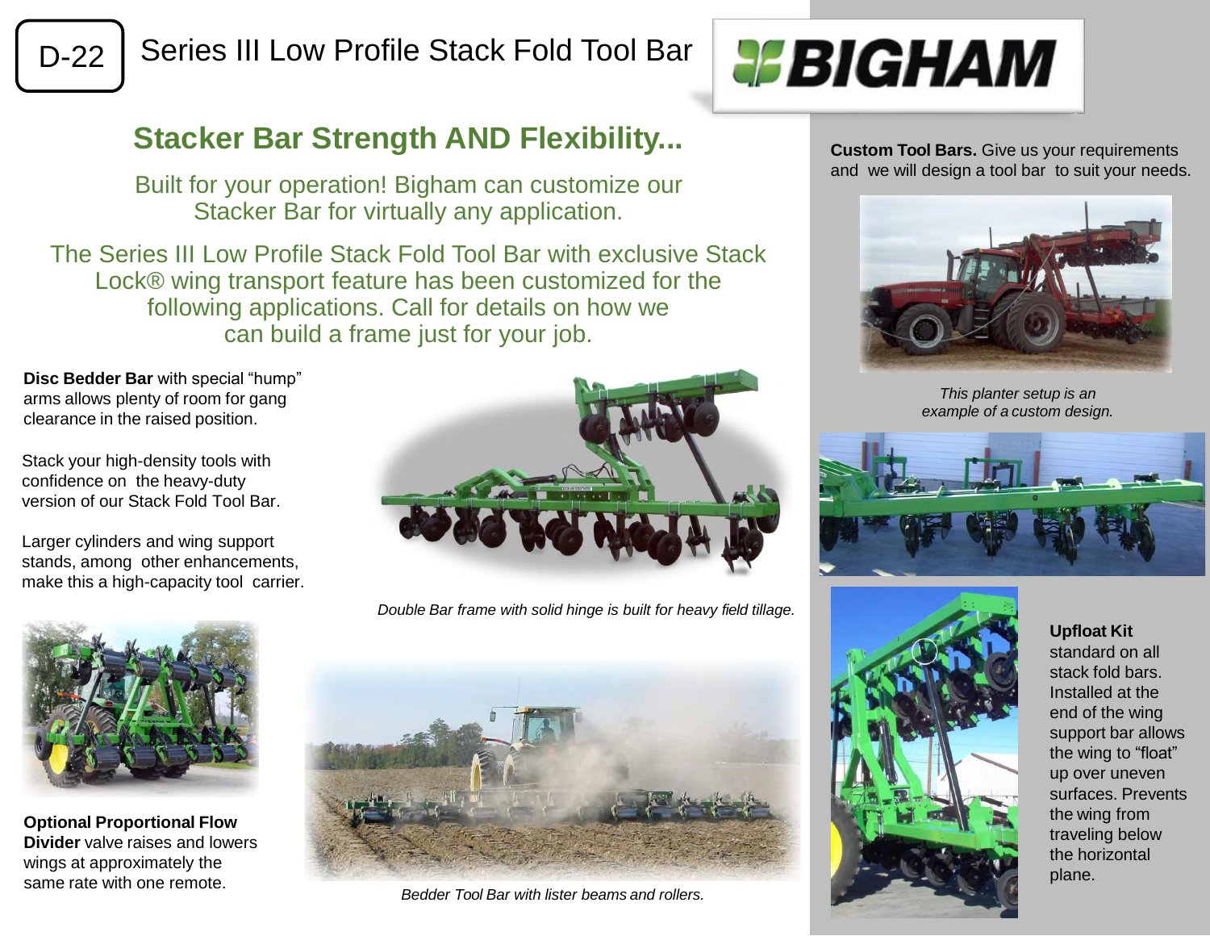# D-22 Series III Low Profile Stack Fold Tool Bar

BIGHAM

## Stacker Bar Strength AND Flexibility...

Built for your operation! Bigham can customize our Stacker Bar for virtually any application.

The Series III Low Profile Stack Fold Tool Bar with exclusive Stack Lock® wing transport feature has been customized for the following applications. Call for details on how we can build a frame just for your job.

**Disc Bedder Bar** with special "hump" arms allows plenty of room for gang clearance in the raised position.

Stack your high-density tools with confidence on the heavy-duty version of our Stack Fold Tool Bar.

Larger cylinders and wing support stands, among other enhancements, make this a high-capacity tool carrier.

*Double Bar frame with solid hinge is built for heavy field tillage.*

**Optional Proportional Flow Divider** valve raises and lowers wings at approximately the same rate with one remote.

*Bedder Tool Bar with lister beams and rollers.*

**Custom Tool Bars.** Give us your requirements and we will design a tool bar to suit your needs.

*This planter setup is an example of a custom design.*

**Upfloat Kit** standard on all stack fold bars. Installed at the end of the wing support bar allows the wing to "float" up over uneven surfaces. Prevents the wing from traveling below the horizontal plane.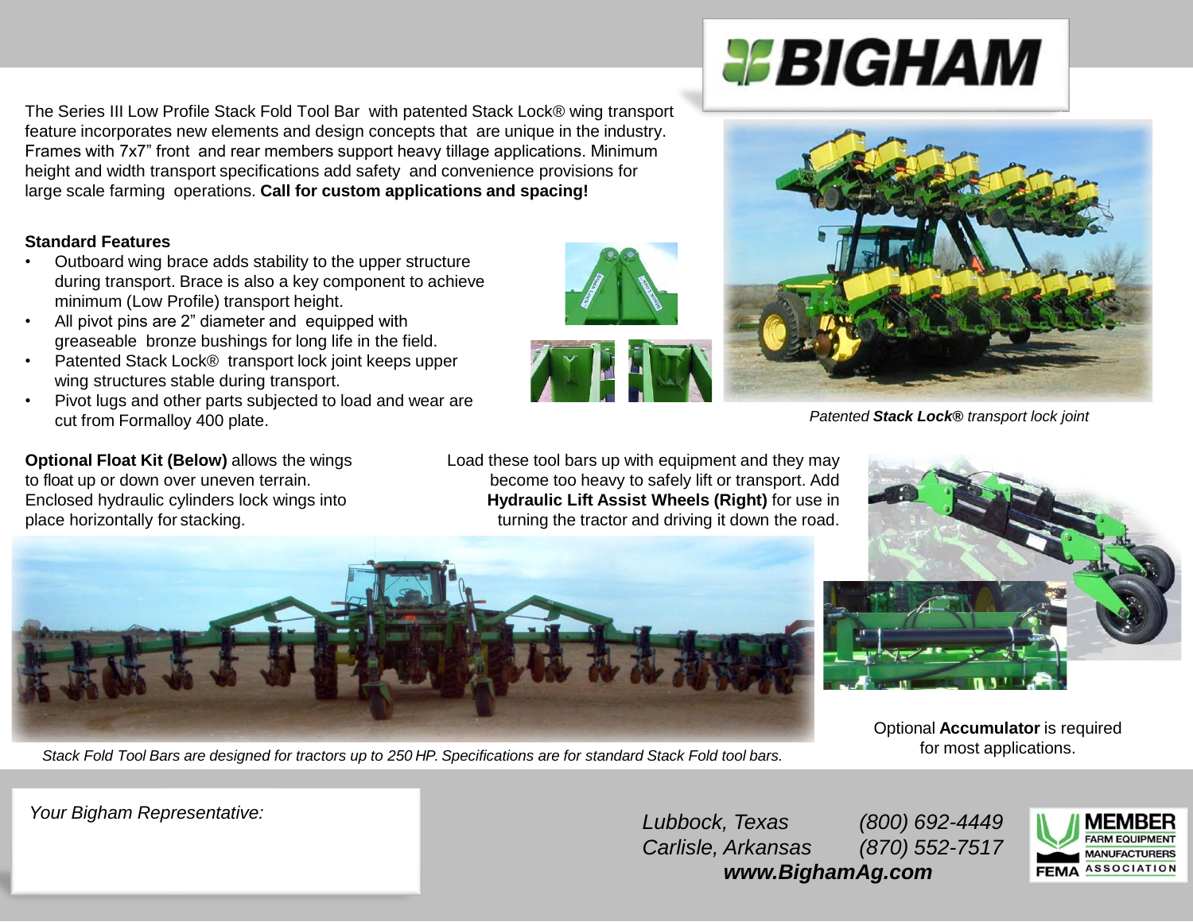# BIGHAM

The Series III Low Profile Stack Fold Tool Bar with patented Stack Lock® wing transport feature incorporates new elements and design concepts that are unique in the industry. Frames with 7x7" front and rear members support heavy tillage applications. Minimum height and width transport specifications add safety and convenience provisions for large scale farming operations. **Call for custom applications and spacing!**

**Standard Features**

- Outboard wing brace adds stability to the upper structure during transport. Brace is also a key component to achieve minimum (Low Profile) transport height.
- All pivot pins are 2" diameter and equipped with greaseable bronze bushings for long life in the field.
- Patented Stack Lock® transport lock joint keeps upper wing structures stable during transport.
- Pivot lugs and other parts subjected to load and wear are cut from Formalloy 400 plate.

*Patented **Stack Lock®** transport lock joint*

**Optional Float Kit (Below)** allows the wings to float up or down over uneven terrain. Enclosed hydraulic cylinders lock wings into place horizontally for stacking.

Load these tool bars up with equipment and they may become too heavy to safely lift or transport. Add **Hydraulic Lift Assist Wheels (Right)** for use in turning the tractor and driving it down the road.

*Stack Fold Tool Bars are designed for tractors up to 250 HP. Specifications are for standard Stack Fold tool bars.*

Optional **Accumulator** is required for most applications.

*Your Bigham Representative:*

*Lubbock, Texas (800) 692-4449*
*Carlisle, Arkansas (870) 552-7517*
***www.BighamAg.com***

MEMBER FARM EQUIPMENT MANUFACTURERS ASSOCIATION
FEMA